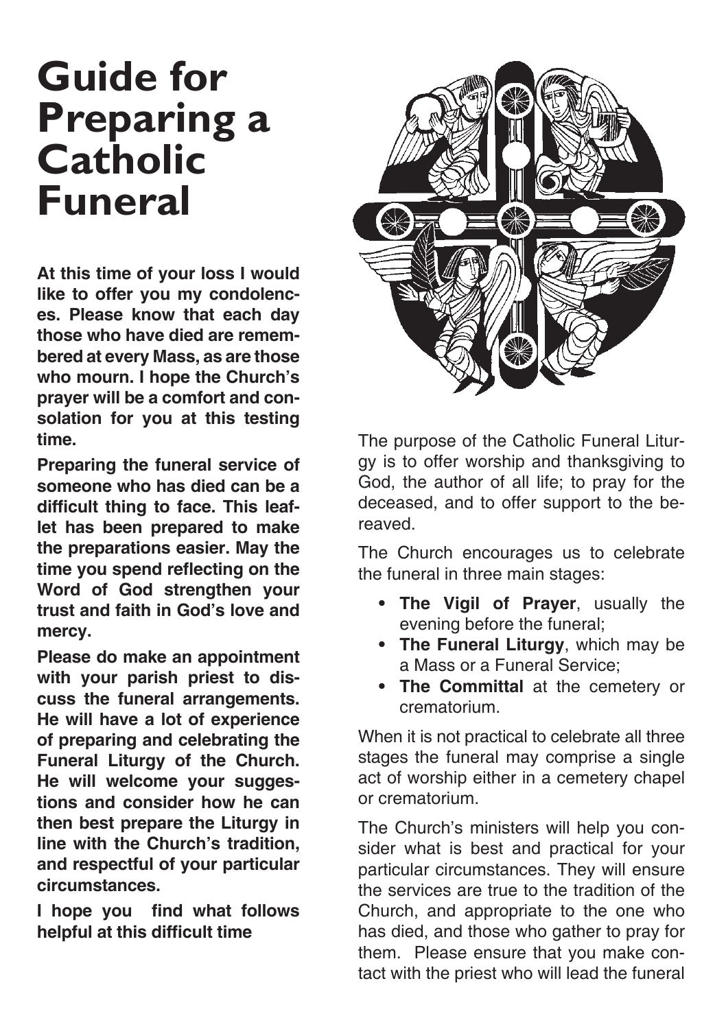# Guide for Preparing a Catholic Funeral

**At this time of your loss I would like to offer you my condolences. Please know that each day those who have died are remembered at every Mass, as are those who mourn. I hope the Church's prayer will be a comfort and consolation for you at this testing time.**

**Preparing the funeral service of someone who has died can be a difficult thing to face. This leaflet has been prepared to make the preparations easier. May the time you spend reflecting on the Word of God strengthen your trust and faith in God's love and mercy.**

**Please do make an appointment with your parish priest to discuss the funeral arrangements. He will have a lot of experience of preparing and celebrating the Funeral Liturgy of the Church. He will welcome your suggestions and consider how he can then best prepare the Liturgy in line with the Church's tradition, and respectful of your particular circumstances.**

**I hope you find what follows helpful at this difficult time**

The purpose of the Catholic Funeral Liturgy is to offer worship and thanksgiving to God, the author of all life; to pray for the deceased, and to offer support to the bereaved.

The Church encourages us to celebrate the funeral in three main stages:

- **The Vigil of Prayer**, usually the evening before the funeral;
- **The Funeral Liturgy**, which may be a Mass or a Funeral Service;
- **The Committal** at the cemetery or crematorium.

When it is not practical to celebrate all three stages the funeral may comprise a single act of worship either in a cemetery chapel or crematorium.

The Church's ministers will help you consider what is best and practical for your particular circumstances. They will ensure the services are true to the tradition of the Church, and appropriate to the one who has died, and those who gather to pray for them. Please ensure that you make contact with the priest who will lead the funeral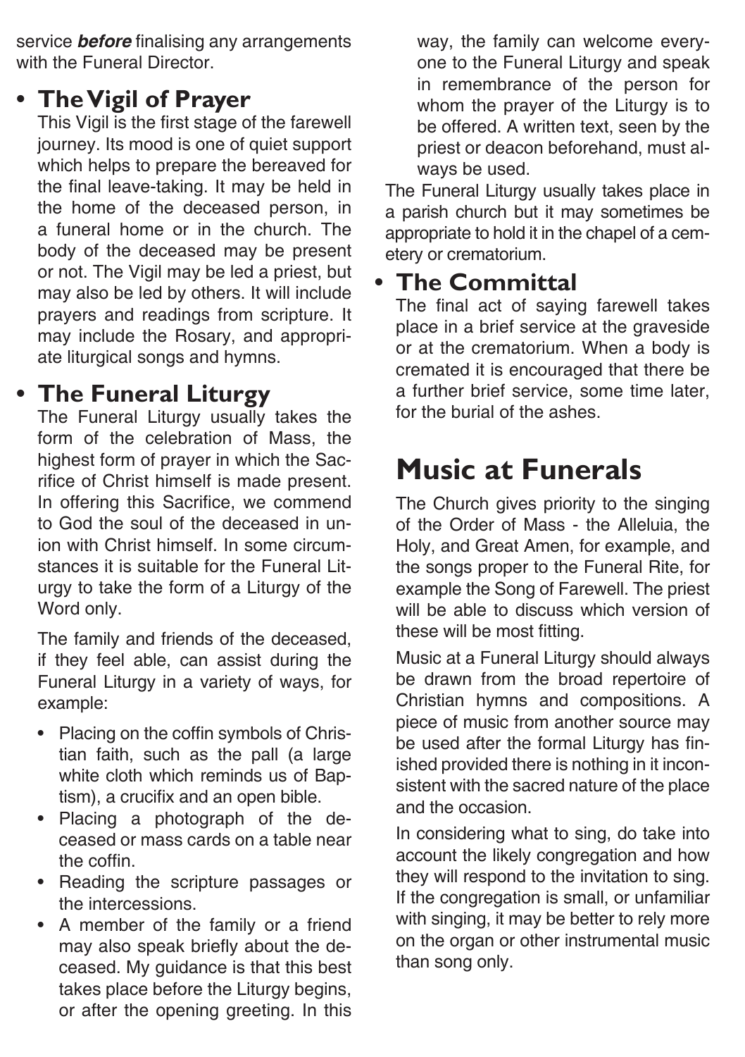service ***before*** finalising any arrangements with the Funeral Director.

- **The Vigil of Prayer**

  This Vigil is the first stage of the farewell journey. Its mood is one of quiet support which helps to prepare the bereaved for the final leave-taking. It may be held in the home of the deceased person, in a funeral home or in the church. The body of the deceased may be present or not. The Vigil may be led a priest, but may also be led by others. It will include prayers and readings from scripture. It may include the Rosary, and appropriate liturgical songs and hymns.

- **The Funeral Liturgy**

  The Funeral Liturgy usually takes the form of the celebration of Mass, the highest form of prayer in which the Sacrifice of Christ himself is made present. In offering this Sacrifice, we commend to God the soul of the deceased in union with Christ himself. In some circumstances it is suitable for the Funeral Liturgy to take the form of a Liturgy of the Word only.

  The family and friends of the deceased, if they feel able, can assist during the Funeral Liturgy in a variety of ways, for example:

  - Placing on the coffin symbols of Christian faith, such as the pall (a large white cloth which reminds us of Baptism), a crucifix and an open bible.
  - Placing a photograph of the deceased or mass cards on a table near the coffin.
  - Reading the scripture passages or the intercessions.
  - A member of the family or a friend may also speak briefly about the deceased. My guidance is that this best takes place before the Liturgy begins, or after the opening greeting. In this way, the family can welcome everyone to the Funeral Liturgy and speak in remembrance of the person for whom the prayer of the Liturgy is to be offered. A written text, seen by the priest or deacon beforehand, must always be used.

  The Funeral Liturgy usually takes place in a parish church but it may sometimes be appropriate to hold it in the chapel of a cemetery or crematorium.

- **The Committal**

  The final act of saying farewell takes place in a brief service at the graveside or at the crematorium. When a body is cremated it is encouraged that there be a further brief service, some time later, for the burial of the ashes.

# Music at Funerals

The Church gives priority to the singing of the Order of Mass - the Alleluia, the Holy, and Great Amen, for example, and the songs proper to the Funeral Rite, for example the Song of Farewell. The priest will be able to discuss which version of these will be most fitting.

Music at a Funeral Liturgy should always be drawn from the broad repertoire of Christian hymns and compositions. A piece of music from another source may be used after the formal Liturgy has finished provided there is nothing in it inconsistent with the sacred nature of the place and the occasion.

In considering what to sing, do take into account the likely congregation and how they will respond to the invitation to sing. If the congregation is small, or unfamiliar with singing, it may be better to rely more on the organ or other instrumental music than song only.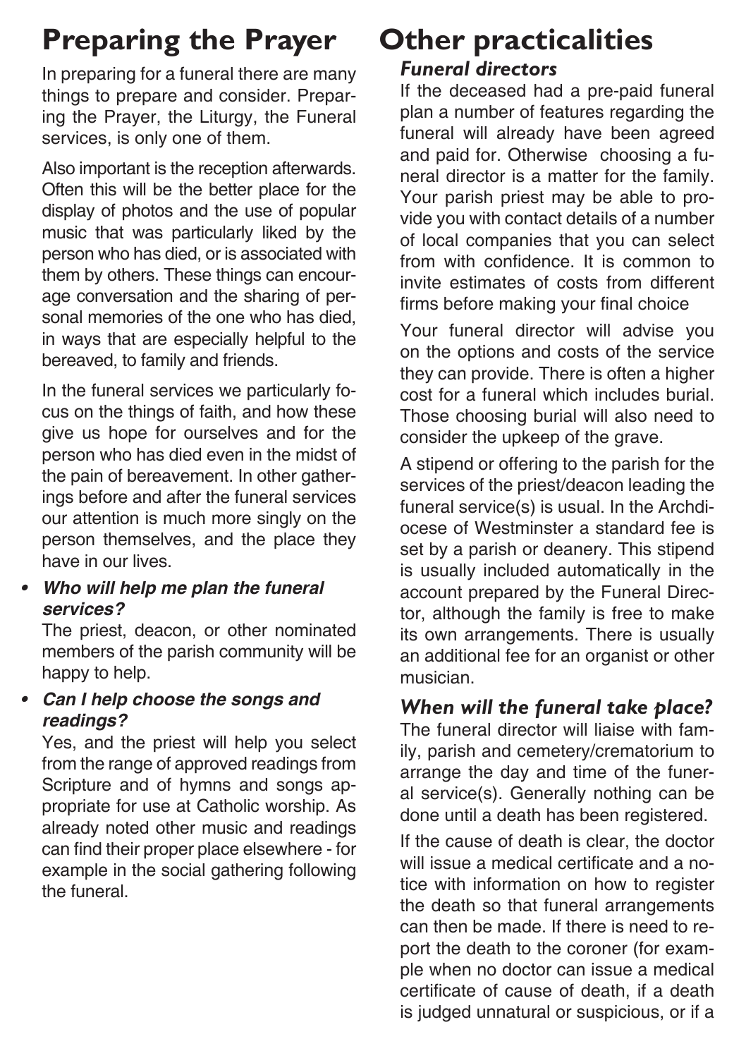# Preparing the Prayer

In preparing for a funeral there are many things to prepare and consider. Preparing the Prayer, the Liturgy, the Funeral services, is only one of them.

Also important is the reception afterwards. Often this will be the better place for the display of photos and the use of popular music that was particularly liked by the person who has died, or is associated with them by others. These things can encourage conversation and the sharing of personal memories of the one who has died, in ways that are especially helpful to the bereaved, to family and friends.

In the funeral services we particularly focus on the things of faith, and how these give us hope for ourselves and for the person who has died even in the midst of the pain of bereavement. In other gatherings before and after the funeral services our attention is much more singly on the person themselves, and the place they have in our lives.

- ***Who will help me plan the funeral services?***
  The priest, deacon, or other nominated members of the parish community will be happy to help.
- ***Can I help choose the songs and readings?***
  Yes, and the priest will help you select from the range of approved readings from Scripture and of hymns and songs appropriate for use at Catholic worship. As already noted other music and readings can find their proper place elsewhere - for example in the social gathering following the funeral.

# Other practicalities

### *Funeral directors*

If the deceased had a pre-paid funeral plan a number of features regarding the funeral will already have been agreed and paid for. Otherwise  choosing a funeral director is a matter for the family. Your parish priest may be able to provide you with contact details of a number of local companies that you can select from with confidence. It is common to invite estimates of costs from different firms before making your final choice

Your funeral director will advise you on the options and costs of the service they can provide. There is often a higher cost for a funeral which includes burial. Those choosing burial will also need to consider the upkeep of the grave.

A stipend or offering to the parish for the services of the priest/deacon leading the funeral service(s) is usual. In the Archdiocese of Westminster a standard fee is set by a parish or deanery. This stipend is usually included automatically in the account prepared by the Funeral Director, although the family is free to make its own arrangements. There is usually an additional fee for an organist or other musician.

### *When will the funeral take place?*

The funeral director will liaise with family, parish and cemetery/crematorium to arrange the day and time of the funeral service(s). Generally nothing can be done until a death has been registered.

If the cause of death is clear, the doctor will issue a medical certificate and a notice with information on how to register the death so that funeral arrangements can then be made. If there is need to report the death to the coroner (for example when no doctor can issue a medical certificate of cause of death, if a death is judged unnatural or suspicious, or if a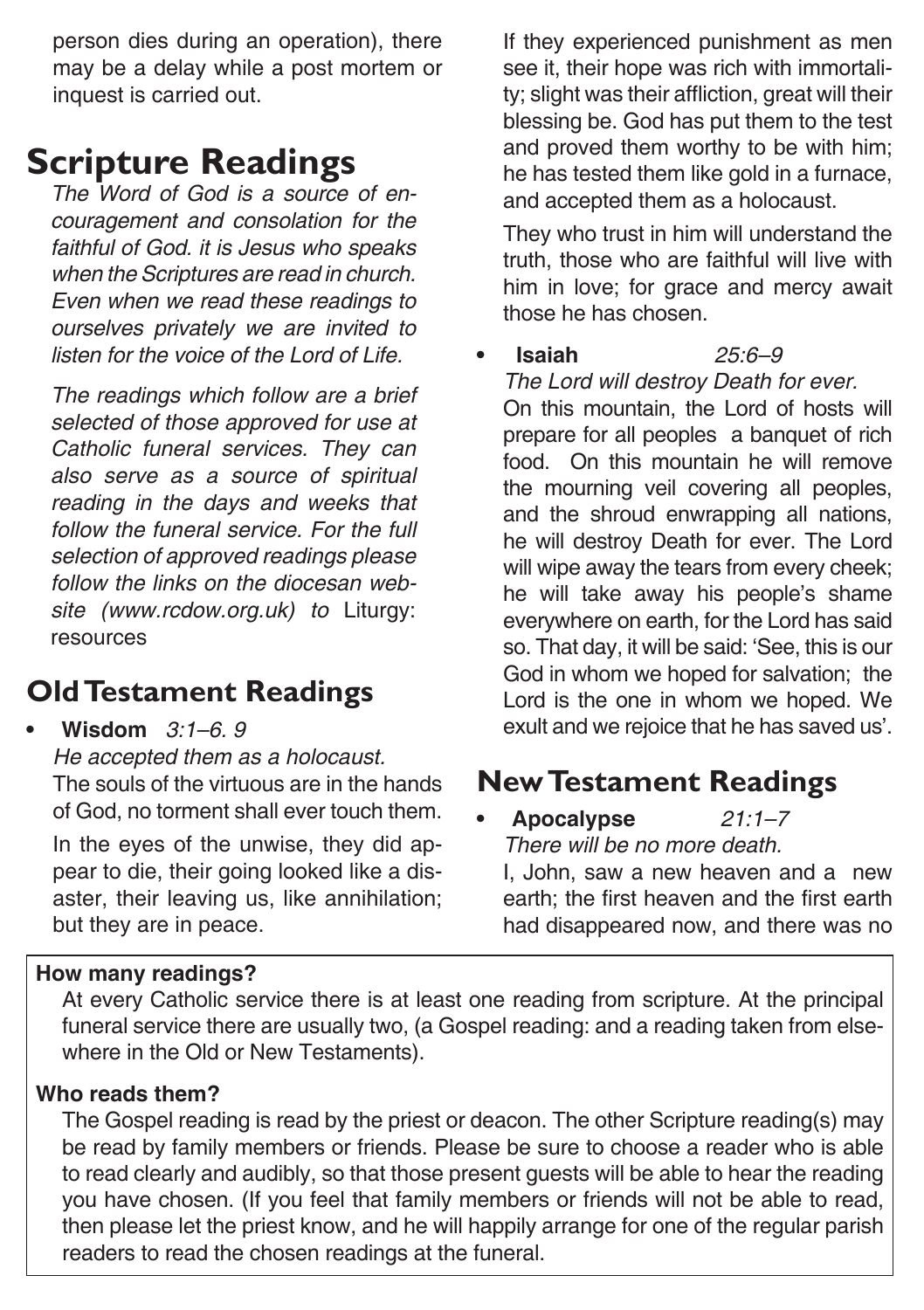person dies during an operation), there may be a delay while a post mortem or inquest is carried out.

# Scripture Readings

*The Word of God is a source of encouragement and consolation for the faithful of God. it is Jesus who speaks when the Scriptures are read in church. Even when we read these readings to ourselves privately we are invited to listen for the voice of the Lord of Life.*

*The readings which follow are a brief selected of those approved for use at Catholic funeral services. They can also serve as a source of spiritual reading in the days and weeks that follow the funeral service. For the full selection of approved readings please follow the links on the diocesan website (www.rcdow.org.uk) to* Liturgy: resources

## Old Testament Readings

- **Wisdom** *3:1–6. 9*

  *He accepted them as a holocaust.*

  The souls of the virtuous are in the hands of God, no torment shall ever touch them.

  In the eyes of the unwise, they did appear to die, their going looked like a disaster, their leaving us, like annihilation; but they are in peace.

  If they experienced punishment as men see it, their hope was rich with immortality; slight was their affliction, great will their blessing be. God has put them to the test and proved them worthy to be with him; he has tested them like gold in a furnace, and accepted them as a holocaust.

  They who trust in him will understand the truth, those who are faithful will live with him in love; for grace and mercy await those he has chosen.

- **Isaiah** *25:6–9*

  *The Lord will destroy Death for ever.*

  On this mountain, the Lord of hosts will prepare for all peoples a banquet of rich food. On this mountain he will remove the mourning veil covering all peoples, and the shroud enwrapping all nations, he will destroy Death for ever. The Lord will wipe away the tears from every cheek; he will take away his people's shame everywhere on earth, for the Lord has said so. That day, it will be said: 'See, this is our God in whom we hoped for salvation; the Lord is the one in whom we hoped. We exult and we rejoice that he has saved us'.

## New Testament Readings

- **Apocalypse** *21:1–7*

  *There will be no more death.*

  I, John, saw a new heaven and a new earth; the first heaven and the first earth had disappeared now, and there was no

**How many readings?**

At every Catholic service there is at least one reading from scripture. At the principal funeral service there are usually two, (a Gospel reading: and a reading taken from elsewhere in the Old or New Testaments).

**Who reads them?**

The Gospel reading is read by the priest or deacon. The other Scripture reading(s) may be read by family members or friends. Please be sure to choose a reader who is able to read clearly and audibly, so that those present guests will be able to hear the reading you have chosen. (If you feel that family members or friends will not be able to read, then please let the priest know, and he will happily arrange for one of the regular parish readers to read the chosen readings at the funeral.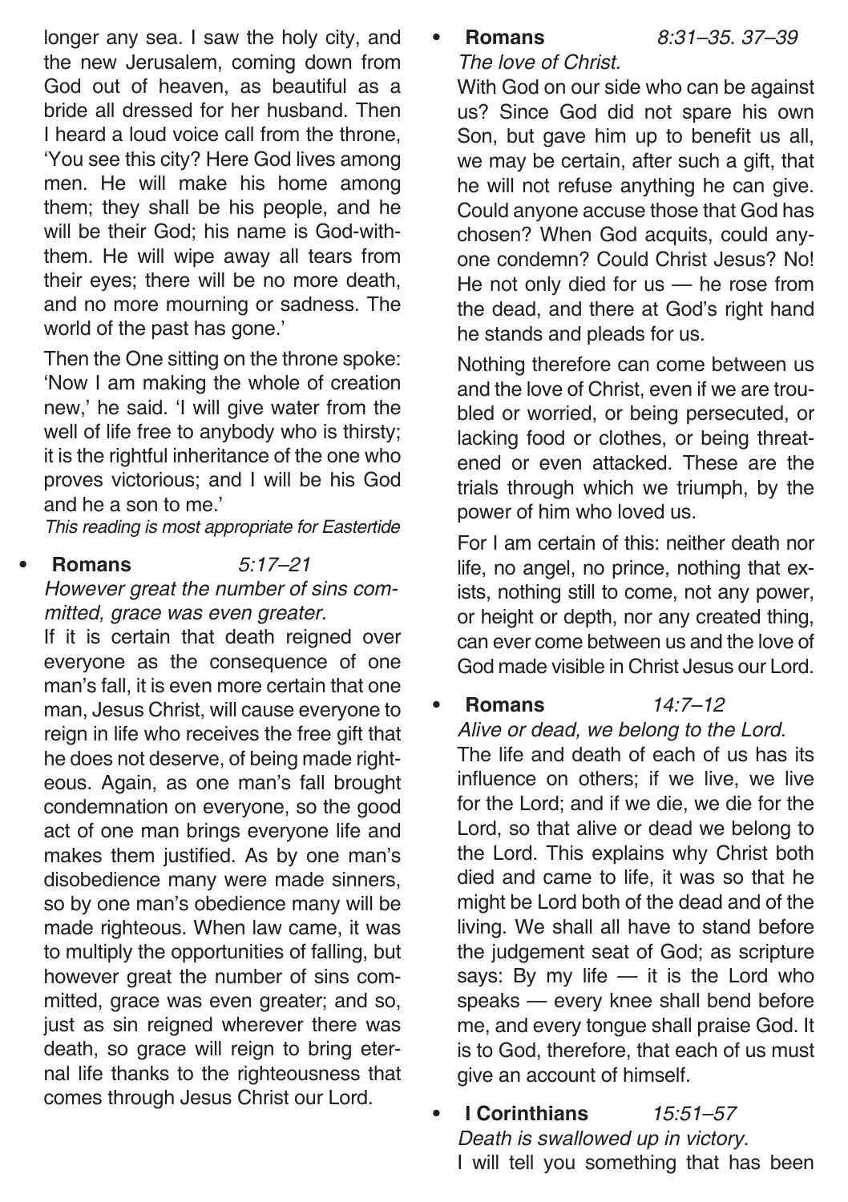longer any sea. I saw the holy city, and the new Jerusalem, coming down from God out of heaven, as beautiful as a bride all dressed for her husband. Then I heard a loud voice call from the throne, 'You see this city? Here God lives among men. He will make his home among them; they shall be his people, and he will be their God; his name is God-with-them. He will wipe away all tears from their eyes; there will be no more death, and no more mourning or sadness. The world of the past has gone.'

Then the One sitting on the throne spoke: 'Now I am making the whole of creation new,' he said. 'I will give water from the well of life free to anybody who is thirsty; it is the rightful inheritance of the one who proves victorious; and I will be his God and he a son to me.'

*This reading is most appropriate for Eastertide*

- **Romans** *5:17–21*

  *However great the number of sins committed, grace was even greater.*

  If it is certain that death reigned over everyone as the consequence of one man's fall, it is even more certain that one man, Jesus Christ, will cause everyone to reign in life who receives the free gift that he does not deserve, of being made righteous. Again, as one man's fall brought condemnation on everyone, so the good act of one man brings everyone life and makes them justified. As by one man's disobedience many were made sinners, so by one man's obedience many will be made righteous. When law came, it was to multiply the opportunities of falling, but however great the number of sins committed, grace was even greater; and so, just as sin reigned wherever there was death, so grace will reign to bring eternal life thanks to the righteousness that comes through Jesus Christ our Lord.

- **Romans** *8:31–35. 37–39*

  *The love of Christ.*

  With God on our side who can be against us? Since God did not spare his own Son, but gave him up to benefit us all, we may be certain, after such a gift, that he will not refuse anything he can give. Could anyone accuse those that God has chosen? When God acquits, could anyone condemn? Could Christ Jesus? No! He not only died for us — he rose from the dead, and there at God's right hand he stands and pleads for us.

  Nothing therefore can come between us and the love of Christ, even if we are troubled or worried, or being persecuted, or lacking food or clothes, or being threatened or even attacked. These are the trials through which we triumph, by the power of him who loved us.

  For I am certain of this: neither death nor life, no angel, no prince, nothing that exists, nothing still to come, not any power, or height or depth, nor any created thing, can ever come between us and the love of God made visible in Christ Jesus our Lord.

- **Romans** *14:7–12*

  *Alive or dead, we belong to the Lord.*

  The life and death of each of us has its influence on others; if we live, we live for the Lord; and if we die, we die for the Lord, so that alive or dead we belong to the Lord. This explains why Christ both died and came to life, it was so that he might be Lord both of the dead and of the living. We shall all have to stand before the judgement seat of God; as scripture says: By my life — it is the Lord who speaks — every knee shall bend before me, and every tongue shall praise God. It is to God, therefore, that each of us must give an account of himself.

- **I Corinthians** *15:51–57*

  *Death is swallowed up in victory.*

  I will tell you something that has been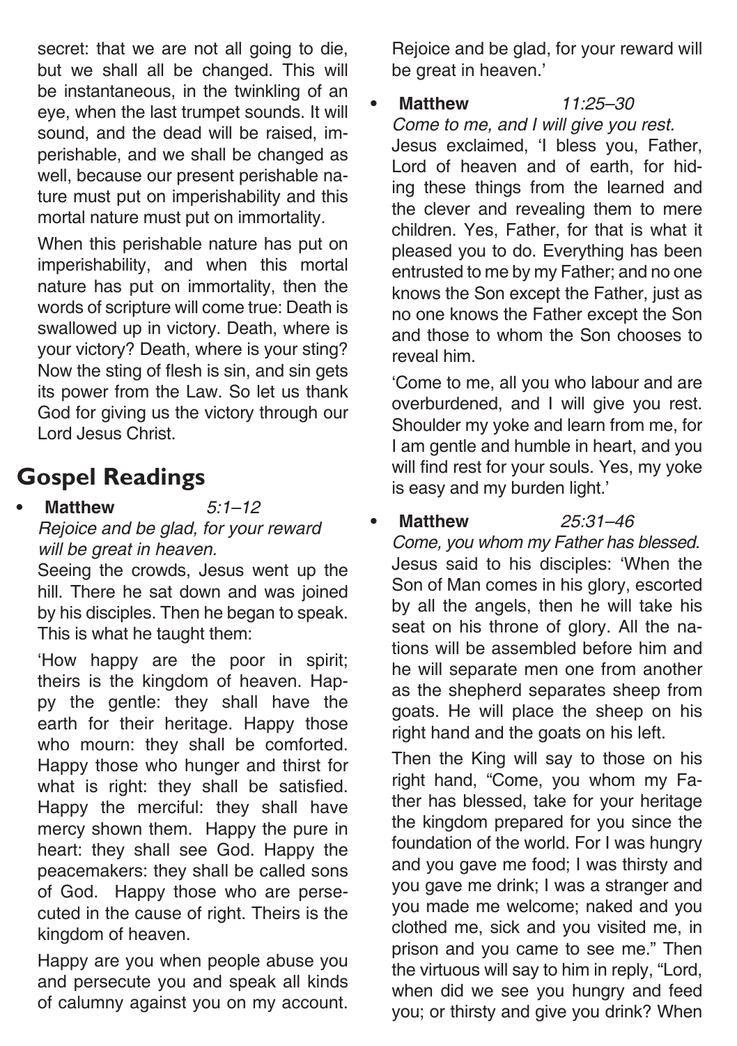secret: that we are not all going to die, but we shall all be changed. This will be instantaneous, in the twinkling of an eye, when the last trumpet sounds. It will sound, and the dead will be raised, imperishable, and we shall be changed as well, because our present perishable nature must put on imperishability and this mortal nature must put on immortality.

When this perishable nature has put on imperishability, and when this mortal nature has put on immortality, then the words of scripture will come true: Death is swallowed up in victory. Death, where is your victory? Death, where is your sting? Now the sting of flesh is sin, and sin gets its power from the Law. So let us thank God for giving us the victory through our Lord Jesus Christ.

## Gospel Readings

- **Matthew** *5:1–12*

  *Rejoice and be glad, for your reward will be great in heaven.*

  Seeing the crowds, Jesus went up the hill. There he sat down and was joined by his disciples. Then he began to speak. This is what he taught them:

  'How happy are the poor in spirit; theirs is the kingdom of heaven. Happy the gentle: they shall have the earth for their heritage. Happy those who mourn: they shall be comforted. Happy those who hunger and thirst for what is right: they shall be satisfied. Happy the merciful: they shall have mercy shown them. Happy the pure in heart: they shall see God. Happy the peacemakers: they shall be called sons of God. Happy those who are persecuted in the cause of right. Theirs is the kingdom of heaven.

  Happy are you when people abuse you and persecute you and speak all kinds of calumny against you on my account. Rejoice and be glad, for your reward will be great in heaven.'

- **Matthew** *11:25–30*

  *Come to me, and I will give you rest.*

  Jesus exclaimed, 'I bless you, Father, Lord of heaven and of earth, for hiding these things from the learned and the clever and revealing them to mere children. Yes, Father, for that is what it pleased you to do. Everything has been entrusted to me by my Father; and no one knows the Son except the Father, just as no one knows the Father except the Son and those to whom the Son chooses to reveal him.

  'Come to me, all you who labour and are overburdened, and I will give you rest. Shoulder my yoke and learn from me, for I am gentle and humble in heart, and you will find rest for your souls. Yes, my yoke is easy and my burden light.'

- **Matthew** *25:31–46*

  *Come, you whom my Father has blessed.*

  Jesus said to his disciples: 'When the Son of Man comes in his glory, escorted by all the angels, then he will take his seat on his throne of glory. All the nations will be assembled before him and he will separate men one from another as the shepherd separates sheep from goats. He will place the sheep on his right hand and the goats on his left.

  Then the King will say to those on his right hand, "Come, you whom my Father has blessed, take for your heritage the kingdom prepared for you since the foundation of the world. For I was hungry and you gave me food; I was thirsty and you gave me drink; I was a stranger and you made me welcome; naked and you clothed me, sick and you visited me, in prison and you came to see me." Then the virtuous will say to him in reply, "Lord, when did we see you hungry and feed you; or thirsty and give you drink? When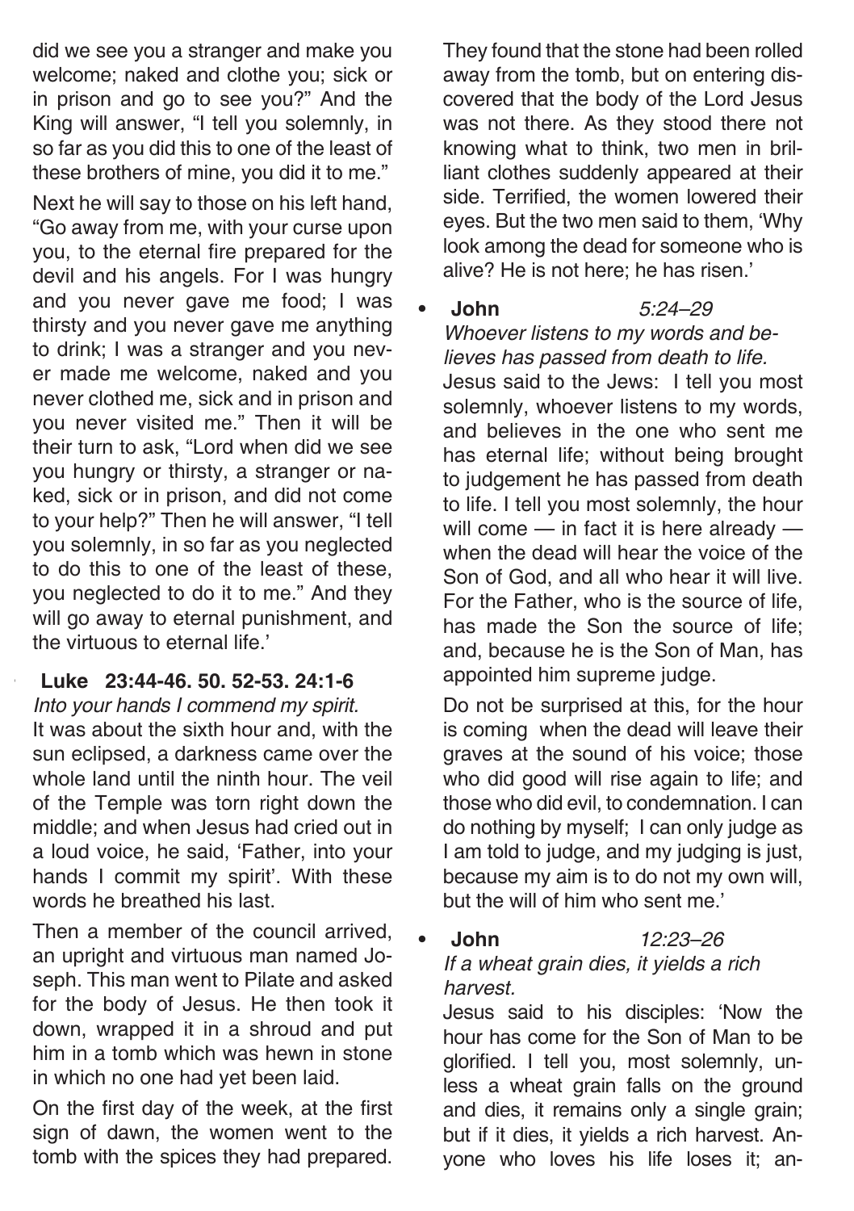did we see you a stranger and make you welcome; naked and clothe you; sick or in prison and go to see you?" And the King will answer, "I tell you solemnly, in so far as you did this to one of the least of these brothers of mine, you did it to me."

Next he will say to those on his left hand, "Go away from me, with your curse upon you, to the eternal fire prepared for the devil and his angels. For I was hungry and you never gave me food; I was thirsty and you never gave me anything to drink; I was a stranger and you never made me welcome, naked and you never clothed me, sick and in prison and you never visited me." Then it will be their turn to ask, "Lord when did we see you hungry or thirsty, a stranger or naked, sick or in prison, and did not come to your help?" Then he will answer, "I tell you solemnly, in so far as you neglected to do this to one of the least of these, you neglected to do it to me." And they will go away to eternal punishment, and the virtuous to eternal life.'

- **Luke 23:44-46. 50. 52-53. 24:1-6**

*Into your hands I commend my spirit.*

It was about the sixth hour and, with the sun eclipsed, a darkness came over the whole land until the ninth hour. The veil of the Temple was torn right down the middle; and when Jesus had cried out in a loud voice, he said, 'Father, into your hands I commit my spirit'. With these words he breathed his last.

Then a member of the council arrived, an upright and virtuous man named Joseph. This man went to Pilate and asked for the body of Jesus. He then took it down, wrapped it in a shroud and put him in a tomb which was hewn in stone in which no one had yet been laid.

On the first day of the week, at the first sign of dawn, the women went to the tomb with the spices they had prepared. They found that the stone had been rolled away from the tomb, but on entering discovered that the body of the Lord Jesus was not there. As they stood there not knowing what to think, two men in brilliant clothes suddenly appeared at their side. Terrified, the women lowered their eyes. But the two men said to them, 'Why look among the dead for someone who is alive? He is not here; he has risen.'

- **John** *5:24–29*

*Whoever listens to my words and believes has passed from death to life.*

Jesus said to the Jews: I tell you most solemnly, whoever listens to my words, and believes in the one who sent me has eternal life; without being brought to judgement he has passed from death to life. I tell you most solemnly, the hour will come — in fact it is here already — when the dead will hear the voice of the Son of God, and all who hear it will live. For the Father, who is the source of life, has made the Son the source of life; and, because he is the Son of Man, has appointed him supreme judge.

Do not be surprised at this, for the hour is coming when the dead will leave their graves at the sound of his voice; those who did good will rise again to life; and those who did evil, to condemnation. I can do nothing by myself; I can only judge as I am told to judge, and my judging is just, because my aim is to do not my own will, but the will of him who sent me.'

- **John** *12:23–26*

*If a wheat grain dies, it yields a rich harvest.*

Jesus said to his disciples: 'Now the hour has come for the Son of Man to be glorified. I tell you, most solemnly, unless a wheat grain falls on the ground and dies, it remains only a single grain; but if it dies, it yields a rich harvest. Anyone who loves his life loses it; an-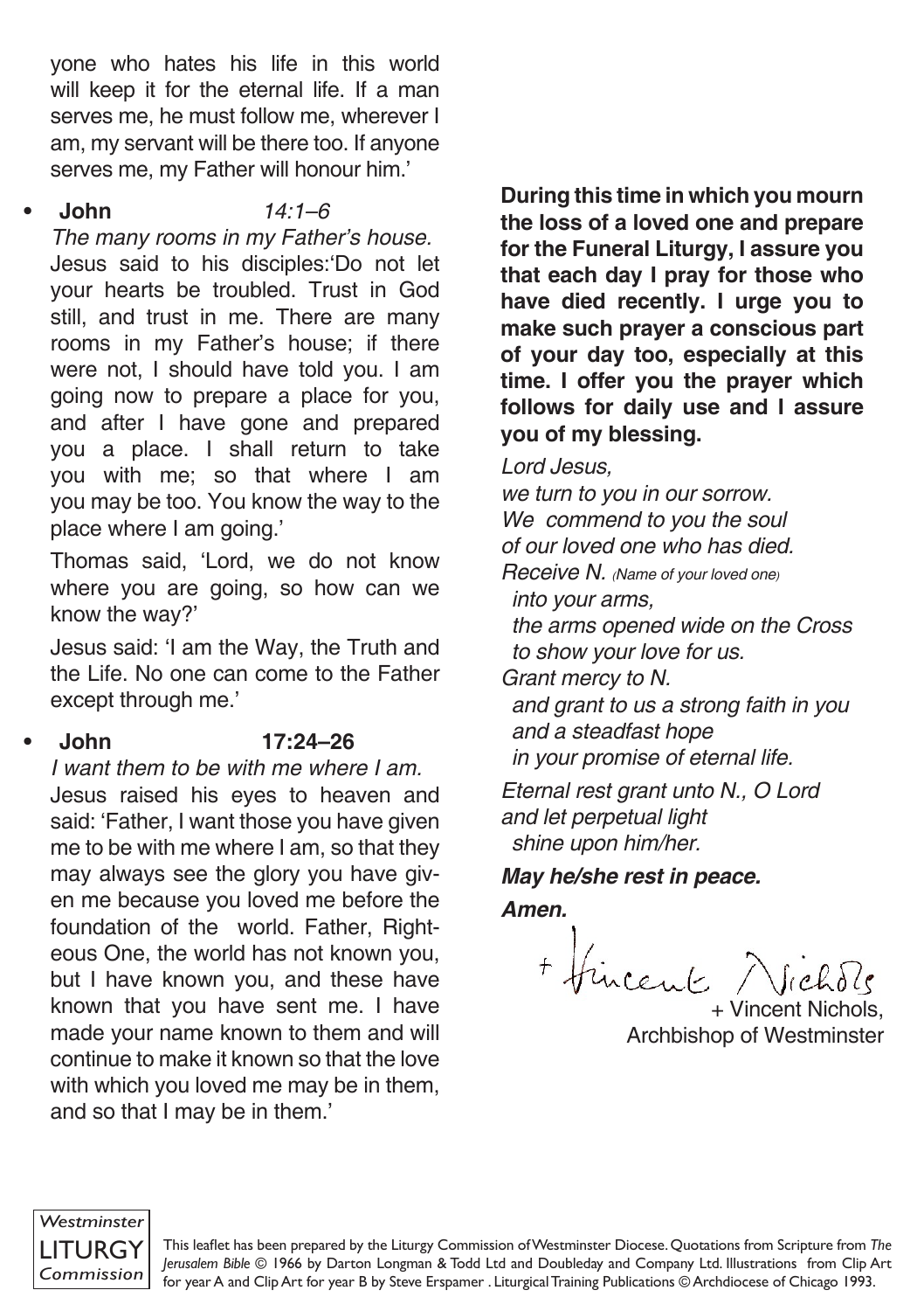yone who hates his life in this world will keep it for the eternal life. If a man serves me, he must follow me, wherever I am, my servant will be there too. If anyone serves me, my Father will honour him.'

- **John** *14:1–6*

  *The many rooms in my Father's house.*

  Jesus said to his disciples:'Do not let your hearts be troubled. Trust in God still, and trust in me. There are many rooms in my Father's house; if there were not, I should have told you. I am going now to prepare a place for you, and after I have gone and prepared you a place. I shall return to take you with me; so that where I am you may be too. You know the way to the place where I am going.'

  Thomas said, 'Lord, we do not know where you are going, so how can we know the way?'

  Jesus said: 'I am the Way, the Truth and the Life. No one can come to the Father except through me.'

- **John** **17:24–26**

  *I want them to be with me where I am.*

  Jesus raised his eyes to heaven and said: 'Father, I want those you have given me to be with me where I am, so that they may always see the glory you have given me because you loved me before the foundation of the world. Father, Righteous One, the world has not known you, but I have known you, and these have known that you have sent me. I have made your name known to them and will continue to make it known so that the love with which you loved me may be in them, and so that I may be in them.'

**During this time in which you mourn the loss of a loved one and prepare for the Funeral Liturgy, I assure you that each day I pray for those who have died recently. I urge you to make such prayer a conscious part of your day too, especially at this time. I offer you the prayer which follows for daily use and I assure you of my blessing.**

*Lord Jesus,*
*we turn to you in our sorrow.*
*We commend to you the soul*
*of our loved one who has died.*
*Receive N.* *(Name of your loved one)*
*into your arms,*
*the arms opened wide on the Cross*
*to show your love for us.*
*Grant mercy to N.*
*and grant to us a strong faith in you*
*and a steadfast hope*
*in your promise of eternal life.*

*Eternal rest grant unto N., O Lord*
*and let perpetual light*
*shine upon him/her.*

***May he/she rest in peace.***

***Amen.***

+ Vincent Nichols

+ Vincent Nichols,
Archbishop of Westminster

*Westminster* LITURGY *Commission*

This leaflet has been prepared by the Liturgy Commission of Westminster Diocese. Quotations from Scripture from *The Jerusalem Bible* © 1966 by Darton Longman & Todd Ltd and Doubleday and Company Ltd. Illustrations from Clip Art for year A and Clip Art for year B by Steve Erspamer . Liturgical Training Publications © Archdiocese of Chicago 1993.